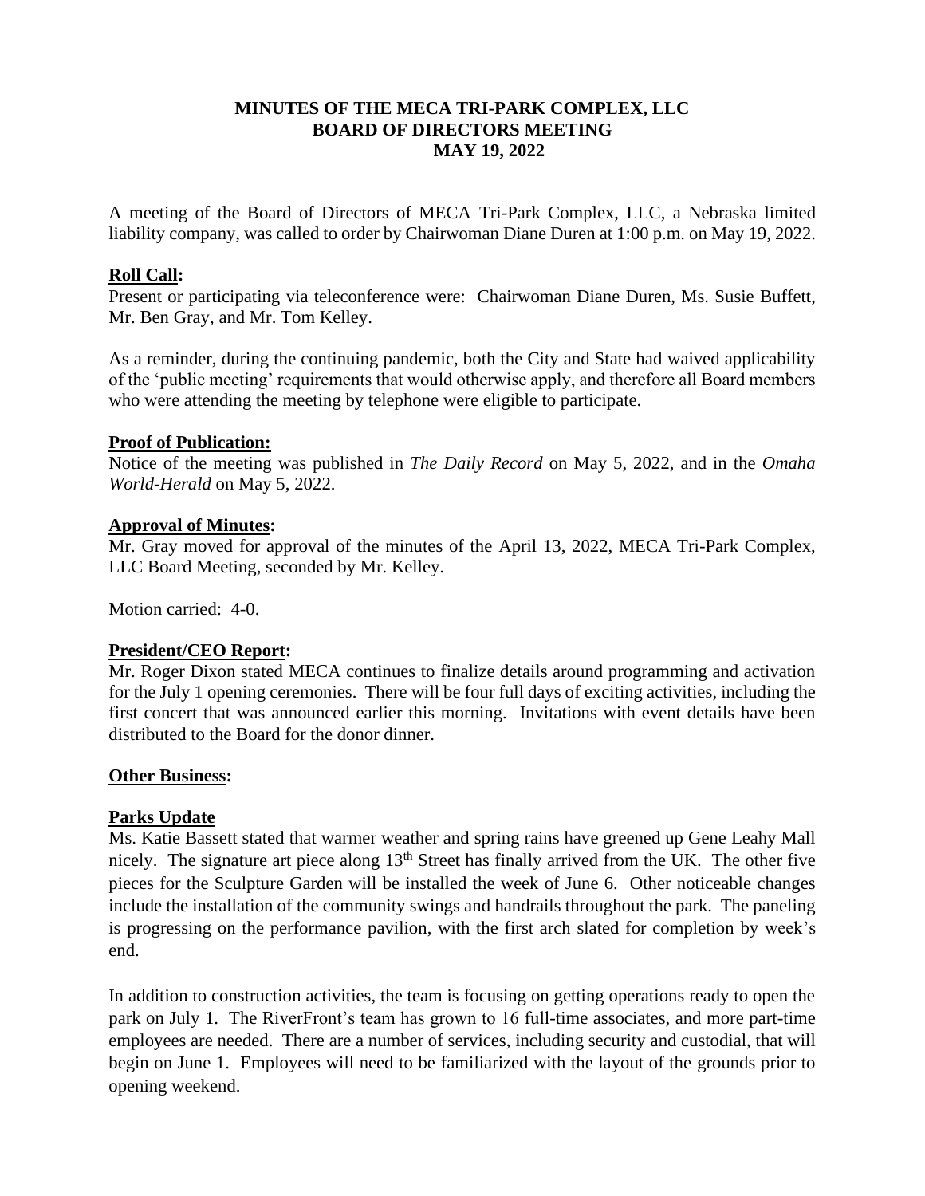# MINUTES OF THE MECA TRI-PARK COMPLEX, LLC
# BOARD OF DIRECTORS MEETING
# MAY 19, 2022

A meeting of the Board of Directors of MECA Tri-Park Complex, LLC, a Nebraska limited liability company, was called to order by Chairwoman Diane Duren at 1:00 p.m. on May 19, 2022.

## Roll Call:

Present or participating via teleconference were: Chairwoman Diane Duren, Ms. Susie Buffett, Mr. Ben Gray, and Mr. Tom Kelley.

As a reminder, during the continuing pandemic, both the City and State had waived applicability of the 'public meeting' requirements that would otherwise apply, and therefore all Board members who were attending the meeting by telephone were eligible to participate.

## Proof of Publication:

Notice of the meeting was published in *The Daily Record* on May 5, 2022, and in the *Omaha World-Herald* on May 5, 2022.

## Approval of Minutes:

Mr. Gray moved for approval of the minutes of the April 13, 2022, MECA Tri-Park Complex, LLC Board Meeting, seconded by Mr. Kelley.

Motion carried: 4-0.

## President/CEO Report:

Mr. Roger Dixon stated MECA continues to finalize details around programming and activation for the July 1 opening ceremonies. There will be four full days of exciting activities, including the first concert that was announced earlier this morning. Invitations with event details have been distributed to the Board for the donor dinner.

## Other Business:

### Parks Update

Ms. Katie Bassett stated that warmer weather and spring rains have greened up Gene Leahy Mall nicely. The signature art piece along 13th Street has finally arrived from the UK. The other five pieces for the Sculpture Garden will be installed the week of June 6. Other noticeable changes include the installation of the community swings and handrails throughout the park. The paneling is progressing on the performance pavilion, with the first arch slated for completion by week's end.

In addition to construction activities, the team is focusing on getting operations ready to open the park on July 1. The RiverFront's team has grown to 16 full-time associates, and more part-time employees are needed. There are a number of services, including security and custodial, that will begin on June 1. Employees will need to be familiarized with the layout of the grounds prior to opening weekend.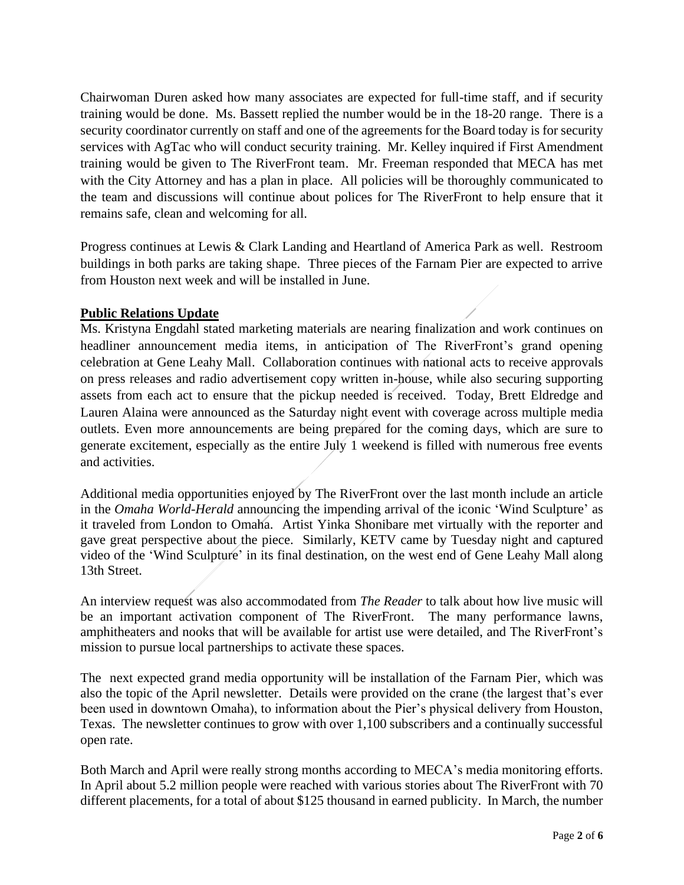Chairwoman Duren asked how many associates are expected for full-time staff, and if security training would be done. Ms. Bassett replied the number would be in the 18-20 range. There is a security coordinator currently on staff and one of the agreements for the Board today is for security services with AgTac who will conduct security training. Mr. Kelley inquired if First Amendment training would be given to The RiverFront team. Mr. Freeman responded that MECA has met with the City Attorney and has a plan in place. All policies will be thoroughly communicated to the team and discussions will continue about polices for The RiverFront to help ensure that it remains safe, clean and welcoming for all.

Progress continues at Lewis & Clark Landing and Heartland of America Park as well. Restroom buildings in both parks are taking shape. Three pieces of the Farnam Pier are expected to arrive from Houston next week and will be installed in June.

**Public Relations Update**

Ms. Kristyna Engdahl stated marketing materials are nearing finalization and work continues on headliner announcement media items, in anticipation of The RiverFront's grand opening celebration at Gene Leahy Mall. Collaboration continues with national acts to receive approvals on press releases and radio advertisement copy written in-house, while also securing supporting assets from each act to ensure that the pickup needed is received. Today, Brett Eldredge and Lauren Alaina were announced as the Saturday night event with coverage across multiple media outlets. Even more announcements are being prepared for the coming days, which are sure to generate excitement, especially as the entire July 1 weekend is filled with numerous free events and activities.

Additional media opportunities enjoyed by The RiverFront over the last month include an article in the *Omaha World-Herald* announcing the impending arrival of the iconic 'Wind Sculpture' as it traveled from London to Omaha. Artist Yinka Shonibare met virtually with the reporter and gave great perspective about the piece. Similarly, KETV came by Tuesday night and captured video of the 'Wind Sculpture' in its final destination, on the west end of Gene Leahy Mall along 13th Street.

An interview request was also accommodated from *The Reader* to talk about how live music will be an important activation component of The RiverFront. The many performance lawns, amphitheaters and nooks that will be available for artist use were detailed, and The RiverFront's mission to pursue local partnerships to activate these spaces.

The next expected grand media opportunity will be installation of the Farnam Pier, which was also the topic of the April newsletter. Details were provided on the crane (the largest that's ever been used in downtown Omaha), to information about the Pier's physical delivery from Houston, Texas. The newsletter continues to grow with over 1,100 subscribers and a continually successful open rate.

Both March and April were really strong months according to MECA's media monitoring efforts. In April about 5.2 million people were reached with various stories about The RiverFront with 70 different placements, for a total of about $125 thousand in earned publicity. In March, the number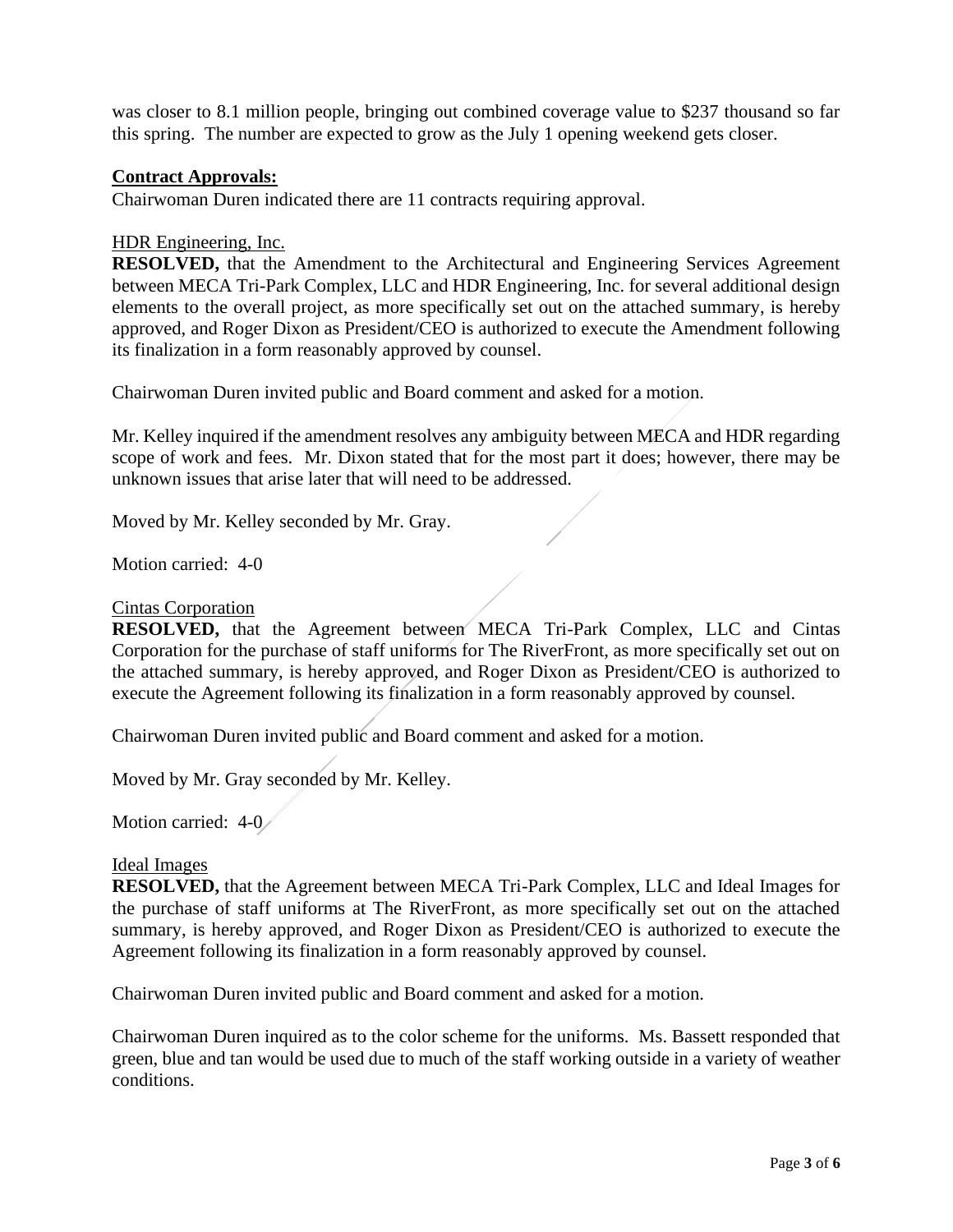was closer to 8.1 million people, bringing out combined coverage value to $237 thousand so far this spring. The number are expected to grow as the July 1 opening weekend gets closer.

**Contract Approvals:**

Chairwoman Duren indicated there are 11 contracts requiring approval.

HDR Engineering, Inc.

**RESOLVED,** that the Amendment to the Architectural and Engineering Services Agreement between MECA Tri-Park Complex, LLC and HDR Engineering, Inc. for several additional design elements to the overall project, as more specifically set out on the attached summary, is hereby approved, and Roger Dixon as President/CEO is authorized to execute the Amendment following its finalization in a form reasonably approved by counsel.

Chairwoman Duren invited public and Board comment and asked for a motion.

Mr. Kelley inquired if the amendment resolves any ambiguity between MECA and HDR regarding scope of work and fees. Mr. Dixon stated that for the most part it does; however, there may be unknown issues that arise later that will need to be addressed.

Moved by Mr. Kelley seconded by Mr. Gray.

Motion carried: 4-0

Cintas Corporation

**RESOLVED,** that the Agreement between MECA Tri-Park Complex, LLC and Cintas Corporation for the purchase of staff uniforms for The RiverFront, as more specifically set out on the attached summary, is hereby approved, and Roger Dixon as President/CEO is authorized to execute the Agreement following its finalization in a form reasonably approved by counsel.

Chairwoman Duren invited public and Board comment and asked for a motion.

Moved by Mr. Gray seconded by Mr. Kelley.

Motion carried: 4-0

Ideal Images

**RESOLVED,** that the Agreement between MECA Tri-Park Complex, LLC and Ideal Images for the purchase of staff uniforms at The RiverFront, as more specifically set out on the attached summary, is hereby approved, and Roger Dixon as President/CEO is authorized to execute the Agreement following its finalization in a form reasonably approved by counsel.

Chairwoman Duren invited public and Board comment and asked for a motion.

Chairwoman Duren inquired as to the color scheme for the uniforms. Ms. Bassett responded that green, blue and tan would be used due to much of the staff working outside in a variety of weather conditions.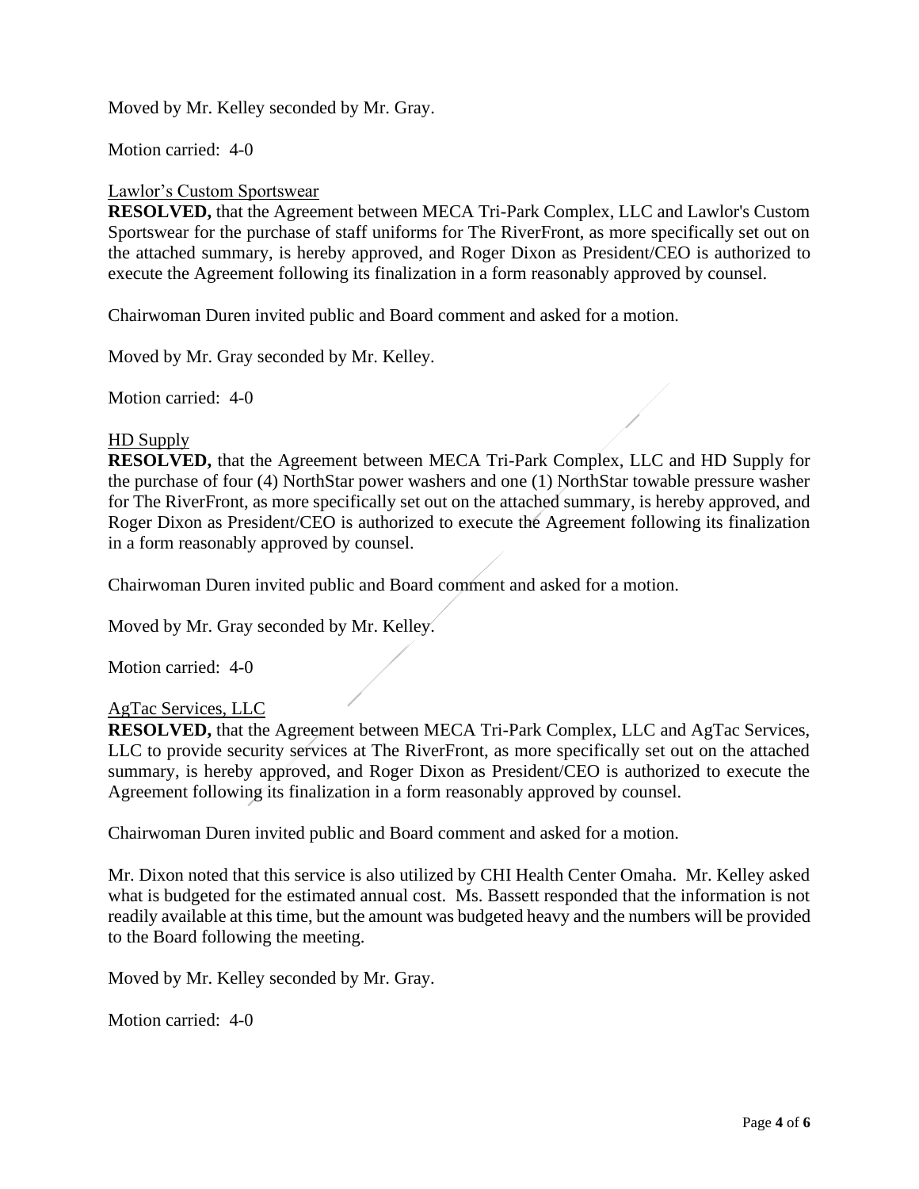Moved by Mr. Kelley seconded by Mr. Gray.

Motion carried: 4-0

Lawlor's Custom Sportswear

**RESOLVED,** that the Agreement between MECA Tri-Park Complex, LLC and Lawlor's Custom Sportswear for the purchase of staff uniforms for The RiverFront, as more specifically set out on the attached summary, is hereby approved, and Roger Dixon as President/CEO is authorized to execute the Agreement following its finalization in a form reasonably approved by counsel.

Chairwoman Duren invited public and Board comment and asked for a motion.

Moved by Mr. Gray seconded by Mr. Kelley.

Motion carried: 4-0

HD Supply

**RESOLVED,** that the Agreement between MECA Tri-Park Complex, LLC and HD Supply for the purchase of four (4) NorthStar power washers and one (1) NorthStar towable pressure washer for The RiverFront, as more specifically set out on the attached summary, is hereby approved, and Roger Dixon as President/CEO is authorized to execute the Agreement following its finalization in a form reasonably approved by counsel.

Chairwoman Duren invited public and Board comment and asked for a motion.

Moved by Mr. Gray seconded by Mr. Kelley.

Motion carried: 4-0

AgTac Services, LLC

**RESOLVED,** that the Agreement between MECA Tri-Park Complex, LLC and AgTac Services, LLC to provide security services at The RiverFront, as more specifically set out on the attached summary, is hereby approved, and Roger Dixon as President/CEO is authorized to execute the Agreement following its finalization in a form reasonably approved by counsel.

Chairwoman Duren invited public and Board comment and asked for a motion.

Mr. Dixon noted that this service is also utilized by CHI Health Center Omaha. Mr. Kelley asked what is budgeted for the estimated annual cost. Ms. Bassett responded that the information is not readily available at this time, but the amount was budgeted heavy and the numbers will be provided to the Board following the meeting.

Moved by Mr. Kelley seconded by Mr. Gray.

Motion carried: 4-0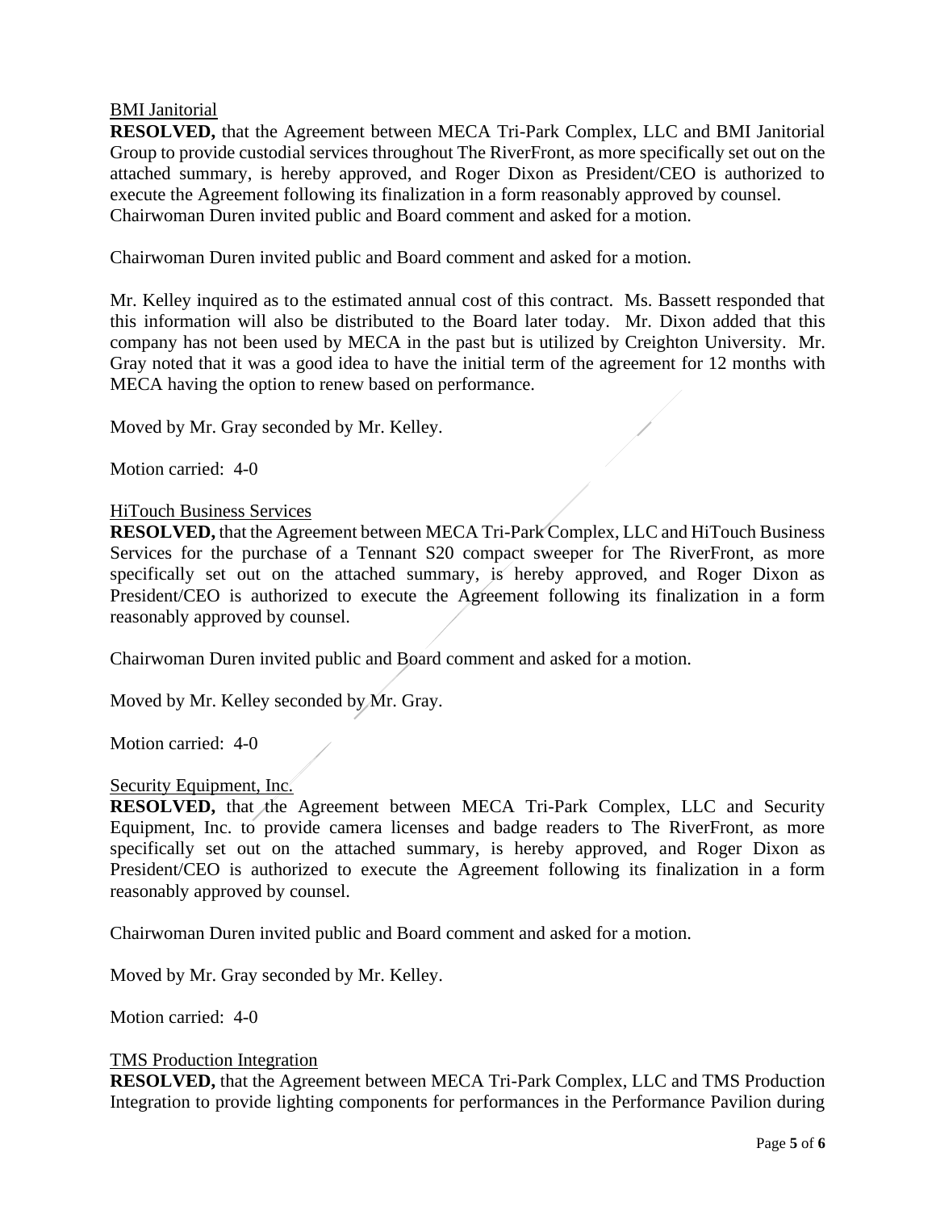<u>BMI Janitorial</u>

**RESOLVED,** that the Agreement between MECA Tri-Park Complex, LLC and BMI Janitorial Group to provide custodial services throughout The RiverFront, as more specifically set out on the attached summary, is hereby approved, and Roger Dixon as President/CEO is authorized to execute the Agreement following its finalization in a form reasonably approved by counsel. Chairwoman Duren invited public and Board comment and asked for a motion.

Chairwoman Duren invited public and Board comment and asked for a motion.

Mr. Kelley inquired as to the estimated annual cost of this contract. Ms. Bassett responded that this information will also be distributed to the Board later today. Mr. Dixon added that this company has not been used by MECA in the past but is utilized by Creighton University. Mr. Gray noted that it was a good idea to have the initial term of the agreement for 12 months with MECA having the option to renew based on performance.

Moved by Mr. Gray seconded by Mr. Kelley.

Motion carried: 4-0

<u>HiTouch Business Services</u>

**RESOLVED,** that the Agreement between MECA Tri-Park Complex, LLC and HiTouch Business Services for the purchase of a Tennant S20 compact sweeper for The RiverFront, as more specifically set out on the attached summary, is hereby approved, and Roger Dixon as President/CEO is authorized to execute the Agreement following its finalization in a form reasonably approved by counsel.

Chairwoman Duren invited public and Board comment and asked for a motion.

Moved by Mr. Kelley seconded by Mr. Gray.

Motion carried: 4-0

<u>Security Equipment, Inc.</u>

**RESOLVED,** that the Agreement between MECA Tri-Park Complex, LLC and Security Equipment, Inc. to provide camera licenses and badge readers to The RiverFront, as more specifically set out on the attached summary, is hereby approved, and Roger Dixon as President/CEO is authorized to execute the Agreement following its finalization in a form reasonably approved by counsel.

Chairwoman Duren invited public and Board comment and asked for a motion.

Moved by Mr. Gray seconded by Mr. Kelley.

Motion carried: 4-0

<u>TMS Production Integration</u>

**RESOLVED,** that the Agreement between MECA Tri-Park Complex, LLC and TMS Production Integration to provide lighting components for performances in the Performance Pavilion during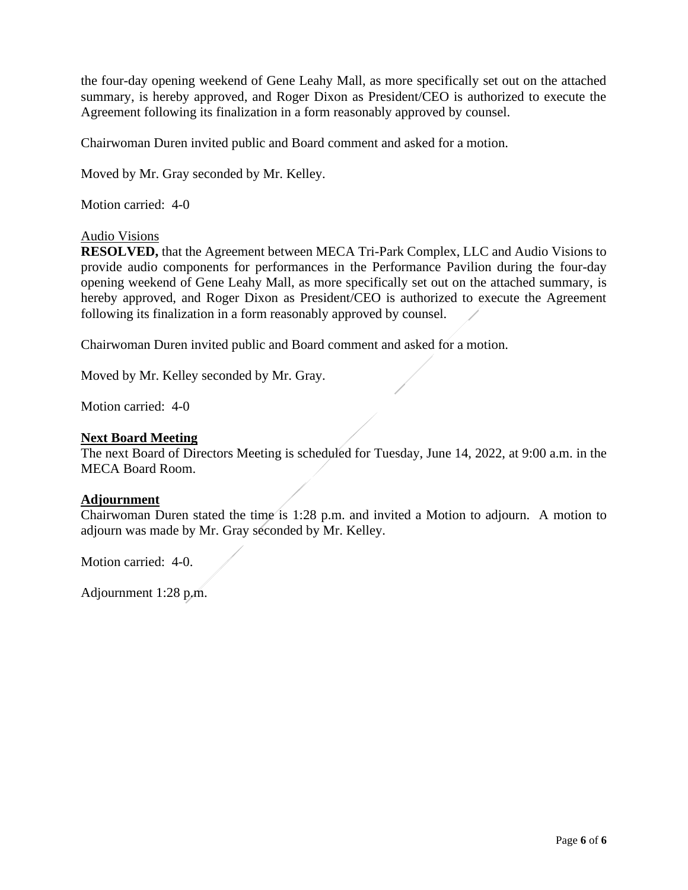the four-day opening weekend of Gene Leahy Mall, as more specifically set out on the attached summary, is hereby approved, and Roger Dixon as President/CEO is authorized to execute the Agreement following its finalization in a form reasonably approved by counsel.

Chairwoman Duren invited public and Board comment and asked for a motion.

Moved by Mr. Gray seconded by Mr. Kelley.

Motion carried: 4-0

Audio Visions

**RESOLVED,** that the Agreement between MECA Tri-Park Complex, LLC and Audio Visions to provide audio components for performances in the Performance Pavilion during the four-day opening weekend of Gene Leahy Mall, as more specifically set out on the attached summary, is hereby approved, and Roger Dixon as President/CEO is authorized to execute the Agreement following its finalization in a form reasonably approved by counsel.

Chairwoman Duren invited public and Board comment and asked for a motion.

Moved by Mr. Kelley seconded by Mr. Gray.

Motion carried: 4-0

**Next Board Meeting**

The next Board of Directors Meeting is scheduled for Tuesday, June 14, 2022, at 9:00 a.m. in the MECA Board Room.

**Adjournment**

Chairwoman Duren stated the time is 1:28 p.m. and invited a Motion to adjourn. A motion to adjourn was made by Mr. Gray seconded by Mr. Kelley.

Motion carried: 4-0.

Adjournment 1:28 p.m.